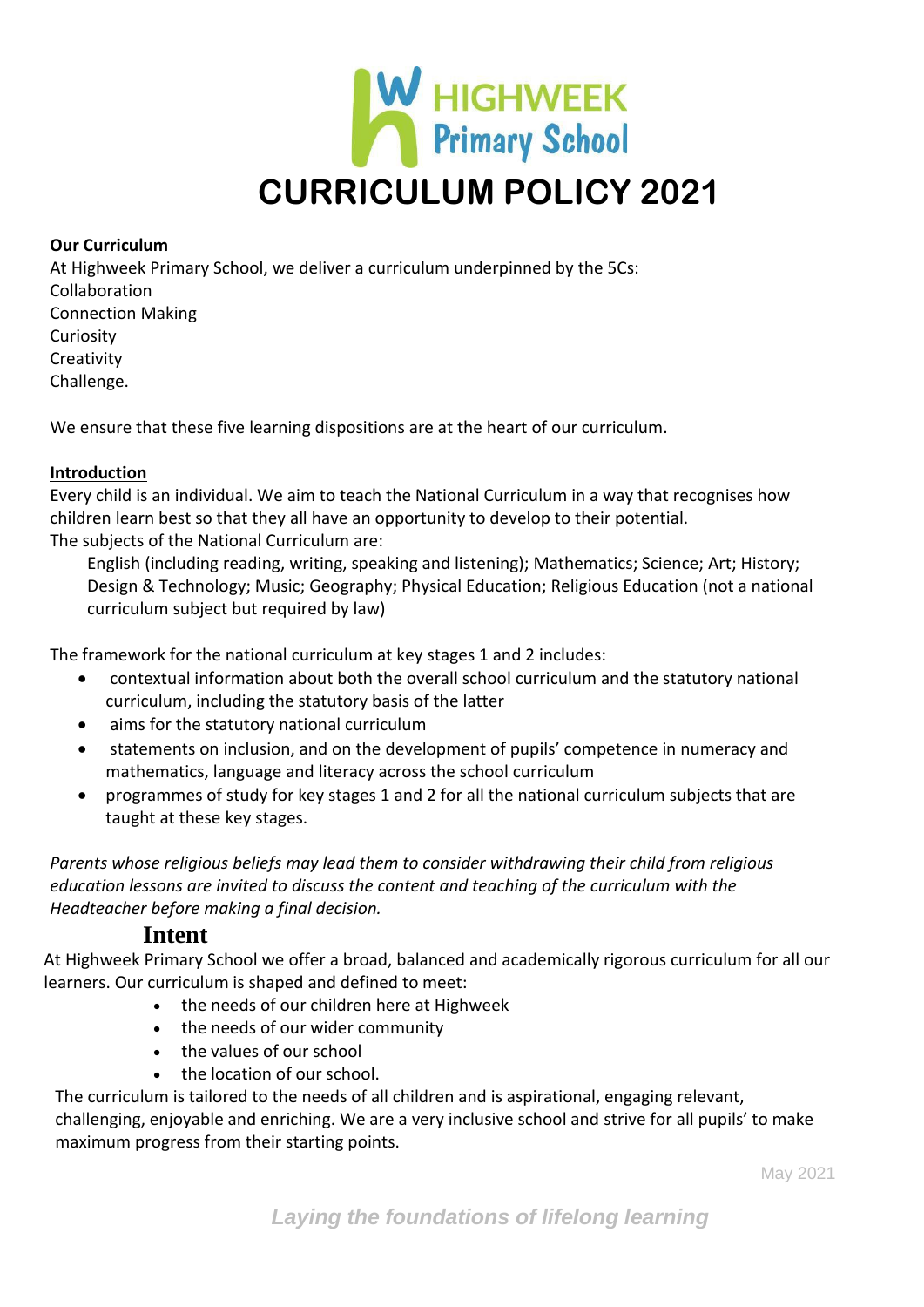# HIGHWEEK Primary School

# CURRICULUM POLICY 2021

**Our Curriculum**

At Highweek Primary School, we deliver a curriculum underpinned by the 5Cs:
Collaboration
Connection Making
Curiosity
Creativity
Challenge.

We ensure that these five learning dispositions are at the heart of our curriculum.

**Introduction**

Every child is an individual. We aim to teach the National Curriculum in a way that recognises how children learn best so that they all have an opportunity to develop to their potential.
The subjects of the National Curriculum are:

English (including reading, writing, speaking and listening); Mathematics; Science; Art; History; Design & Technology; Music; Geography; Physical Education; Religious Education (not a national curriculum subject but required by law)

The framework for the national curriculum at key stages 1 and 2 includes:

- contextual information about both the overall school curriculum and the statutory national curriculum, including the statutory basis of the latter
- aims for the statutory national curriculum
- statements on inclusion, and on the development of pupils' competence in numeracy and mathematics, language and literacy across the school curriculum
- programmes of study for key stages 1 and 2 for all the national curriculum subjects that are taught at these key stages.

*Parents whose religious beliefs may lead them to consider withdrawing their child from religious education lessons are invited to discuss the content and teaching of the curriculum with the Headteacher before making a final decision.*

## Intent

At Highweek Primary School we offer a broad, balanced and academically rigorous curriculum for all our learners. Our curriculum is shaped and defined to meet:

- the needs of our children here at Highweek
- the needs of our wider community
- the values of our school
- the location of our school.

The curriculum is tailored to the needs of all children and is aspirational, engaging relevant, challenging, enjoyable and enriching. We are a very inclusive school and strive for all pupils' to make maximum progress from their starting points.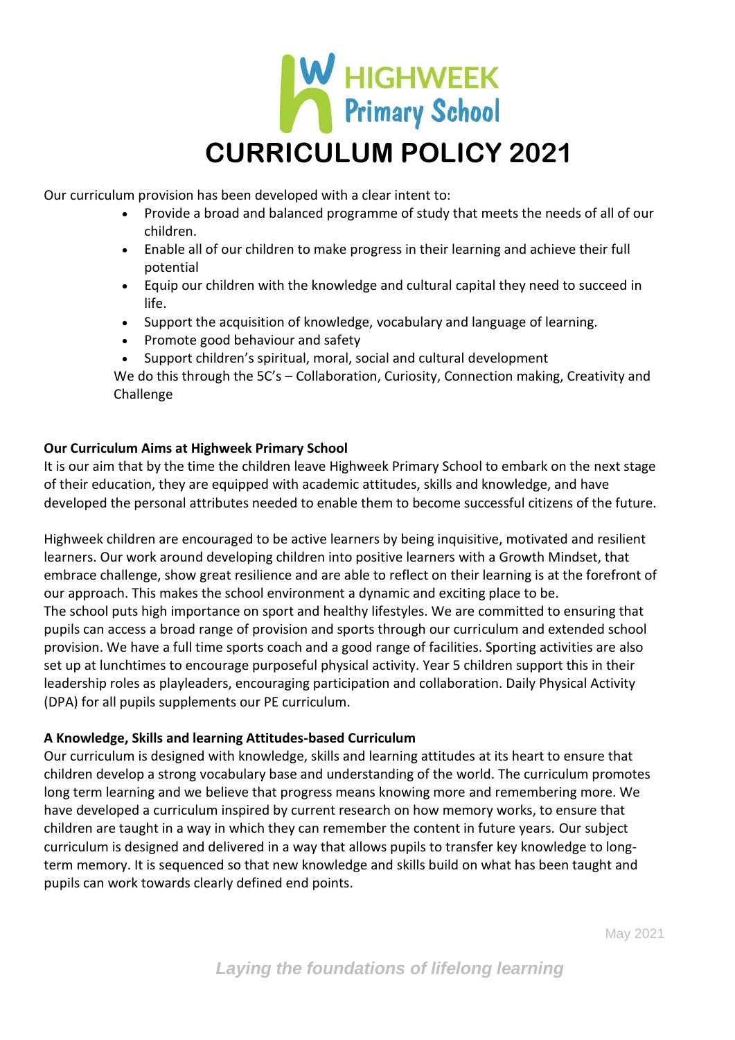# HIGHWEEK Primary School

# CURRICULUM POLICY 2021

Our curriculum provision has been developed with a clear intent to:

- Provide a broad and balanced programme of study that meets the needs of all of our children.
- Enable all of our children to make progress in their learning and achieve their full potential
- Equip our children with the knowledge and cultural capital they need to succeed in life.
- Support the acquisition of knowledge, vocabulary and language of learning.
- Promote good behaviour and safety
- Support children's spiritual, moral, social and cultural development

We do this through the 5C's – Collaboration, Curiosity, Connection making, Creativity and Challenge

**Our Curriculum Aims at Highweek Primary School**

It is our aim that by the time the children leave Highweek Primary School to embark on the next stage of their education, they are equipped with academic attitudes, skills and knowledge, and have developed the personal attributes needed to enable them to become successful citizens of the future.

Highweek children are encouraged to be active learners by being inquisitive, motivated and resilient learners. Our work around developing children into positive learners with a Growth Mindset, that embrace challenge, show great resilience and are able to reflect on their learning is at the forefront of our approach. This makes the school environment a dynamic and exciting place to be.
The school puts high importance on sport and healthy lifestyles. We are committed to ensuring that pupils can access a broad range of provision and sports through our curriculum and extended school provision. We have a full time sports coach and a good range of facilities. Sporting activities are also set up at lunchtimes to encourage purposeful physical activity. Year 5 children support this in their leadership roles as playleaders, encouraging participation and collaboration. Daily Physical Activity (DPA) for all pupils supplements our PE curriculum.

**A Knowledge, Skills and learning Attitudes-based Curriculum**

Our curriculum is designed with knowledge, skills and learning attitudes at its heart to ensure that children develop a strong vocabulary base and understanding of the world. The curriculum promotes long term learning and we believe that progress means knowing more and remembering more. We have developed a curriculum inspired by current research on how memory works, to ensure that children are taught in a way in which they can remember the content in future years. Our subject curriculum is designed and delivered in a way that allows pupils to transfer key knowledge to long-term memory. It is sequenced so that new knowledge and skills build on what has been taught and pupils can work towards clearly defined end points.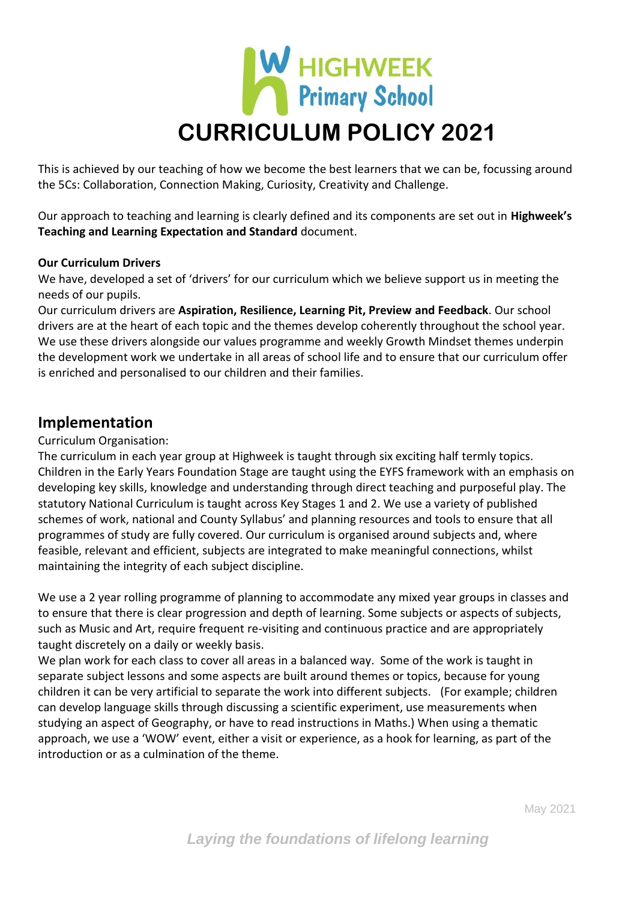This is achieved by our teaching of how we become the best learners that we can be, focussing around the 5Cs: Collaboration, Connection Making, Curiosity, Creativity and Challenge.

Our approach to teaching and learning is clearly defined and its components are set out in **Highweek's Teaching and Learning Expectation and Standard** document.

**Our Curriculum Drivers**

We have, developed a set of 'drivers' for our curriculum which we believe support us in meeting the needs of our pupils.

Our curriculum drivers are **Aspiration, Resilience, Learning Pit, Preview and Feedback**. Our school drivers are at the heart of each topic and the themes develop coherently throughout the school year. We use these drivers alongside our values programme and weekly Growth Mindset themes underpin the development work we undertake in all areas of school life and to ensure that our curriculum offer is enriched and personalised to our children and their families.

## Implementation

Curriculum Organisation:

The curriculum in each year group at Highweek is taught through six exciting half termly topics. Children in the Early Years Foundation Stage are taught using the EYFS framework with an emphasis on developing key skills, knowledge and understanding through direct teaching and purposeful play. The statutory National Curriculum is taught across Key Stages 1 and 2. We use a variety of published schemes of work, national and County Syllabus' and planning resources and tools to ensure that all programmes of study are fully covered. Our curriculum is organised around subjects and, where feasible, relevant and efficient, subjects are integrated to make meaningful connections, whilst maintaining the integrity of each subject discipline.

We use a 2 year rolling programme of planning to accommodate any mixed year groups in classes and to ensure that there is clear progression and depth of learning. Some subjects or aspects of subjects, such as Music and Art, require frequent re-visiting and continuous practice and are appropriately taught discretely on a daily or weekly basis.

We plan work for each class to cover all areas in a balanced way. Some of the work is taught in separate subject lessons and some aspects are built around themes or topics, because for young children it can be very artificial to separate the work into different subjects. (For example; children can develop language skills through discussing a scientific experiment, use measurements when studying an aspect of Geography, or have to read instructions in Maths.) When using a thematic approach, we use a 'WOW' event, either a visit or experience, as a hook for learning, as part of the introduction or as a culmination of the theme.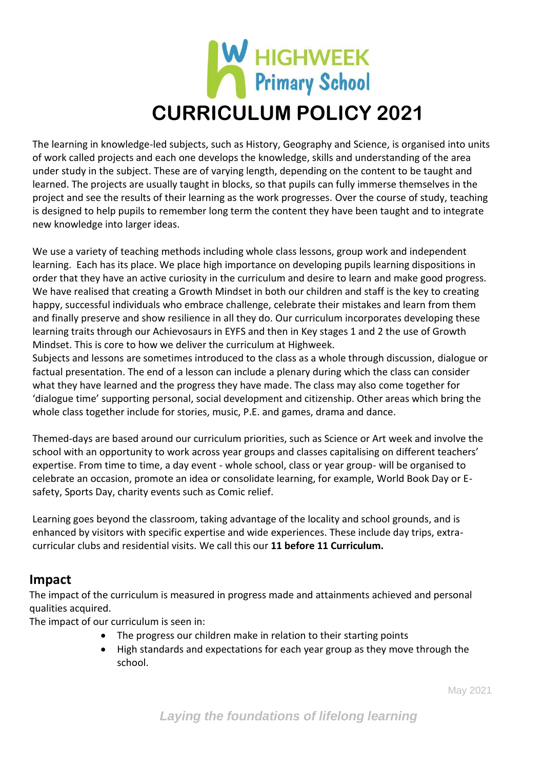The learning in knowledge-led subjects, such as History, Geography and Science, is organised into units of work called projects and each one develops the knowledge, skills and understanding of the area under study in the subject. These are of varying length, depending on the content to be taught and learned. The projects are usually taught in blocks, so that pupils can fully immerse themselves in the project and see the results of their learning as the work progresses. Over the course of study, teaching is designed to help pupils to remember long term the content they have been taught and to integrate new knowledge into larger ideas.

We use a variety of teaching methods including whole class lessons, group work and independent learning. Each has its place. We place high importance on developing pupils learning dispositions in order that they have an active curiosity in the curriculum and desire to learn and make good progress. We have realised that creating a Growth Mindset in both our children and staff is the key to creating happy, successful individuals who embrace challenge, celebrate their mistakes and learn from them and finally preserve and show resilience in all they do. Our curriculum incorporates developing these learning traits through our Achievosaurs in EYFS and then in Key stages 1 and 2 the use of Growth Mindset. This is core to how we deliver the curriculum at Highweek.
Subjects and lessons are sometimes introduced to the class as a whole through discussion, dialogue or factual presentation. The end of a lesson can include a plenary during which the class can consider what they have learned and the progress they have made. The class may also come together for 'dialogue time' supporting personal, social development and citizenship. Other areas which bring the whole class together include for stories, music, P.E. and games, drama and dance.

Themed-days are based around our curriculum priorities, such as Science or Art week and involve the school with an opportunity to work across year groups and classes capitalising on different teachers' expertise. From time to time, a day event - whole school, class or year group- will be organised to celebrate an occasion, promote an idea or consolidate learning, for example, World Book Day or E-safety, Sports Day, charity events such as Comic relief.

Learning goes beyond the classroom, taking advantage of the locality and school grounds, and is enhanced by visitors with specific expertise and wide experiences. These include day trips, extra-curricular clubs and residential visits. We call this our **11 before 11 Curriculum.**

## Impact

The impact of the curriculum is measured in progress made and attainments achieved and personal qualities acquired.
The impact of our curriculum is seen in:

- The progress our children make in relation to their starting points
- High standards and expectations for each year group as they move through the school.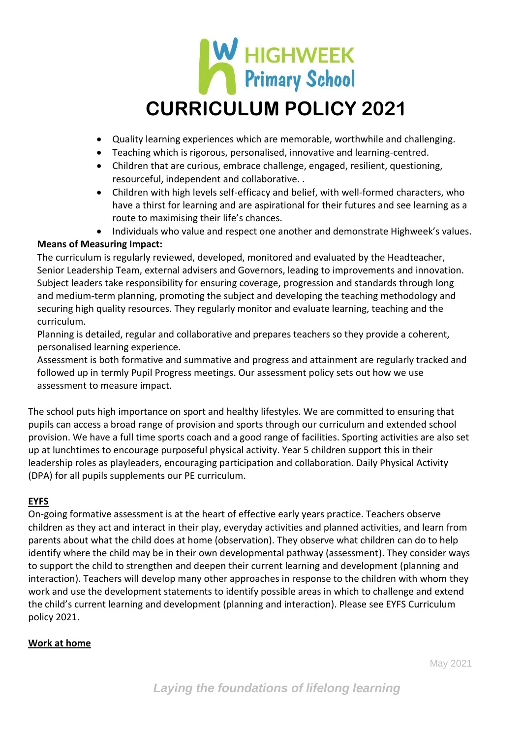- Quality learning experiences which are memorable, worthwhile and challenging.
- Teaching which is rigorous, personalised, innovative and learning-centred.
- Children that are curious, embrace challenge, engaged, resilient, questioning, resourceful, independent and collaborative. .
- Children with high levels self-efficacy and belief, with well-formed characters, who have a thirst for learning and are aspirational for their futures and see learning as a route to maximising their life's chances.
- Individuals who value and respect one another and demonstrate Highweek's values.

**Means of Measuring Impact:**

The curriculum is regularly reviewed, developed, monitored and evaluated by the Headteacher, Senior Leadership Team, external advisers and Governors, leading to improvements and innovation. Subject leaders take responsibility for ensuring coverage, progression and standards through long and medium-term planning, promoting the subject and developing the teaching methodology and securing high quality resources. They regularly monitor and evaluate learning, teaching and the curriculum.

Planning is detailed, regular and collaborative and prepares teachers so they provide a coherent, personalised learning experience.

Assessment is both formative and summative and progress and attainment are regularly tracked and followed up in termly Pupil Progress meetings. Our assessment policy sets out how we use assessment to measure impact.

The school puts high importance on sport and healthy lifestyles. We are committed to ensuring that pupils can access a broad range of provision and sports through our curriculum and extended school provision. We have a full time sports coach and a good range of facilities. Sporting activities are also set up at lunchtimes to encourage purposeful physical activity. Year 5 children support this in their leadership roles as playleaders, encouraging participation and collaboration. Daily Physical Activity (DPA) for all pupils supplements our PE curriculum.

## EYFS

On-going formative assessment is at the heart of effective early years practice. Teachers observe children as they act and interact in their play, everyday activities and planned activities, and learn from parents about what the child does at home (observation). They observe what children can do to help identify where the child may be in their own developmental pathway (assessment). They consider ways to support the child to strengthen and deepen their current learning and development (planning and interaction). Teachers will develop many other approaches in response to the children with whom they work and use the development statements to identify possible areas in which to challenge and extend the child's current learning and development (planning and interaction). Please see EYFS Curriculum policy 2021.

## Work at home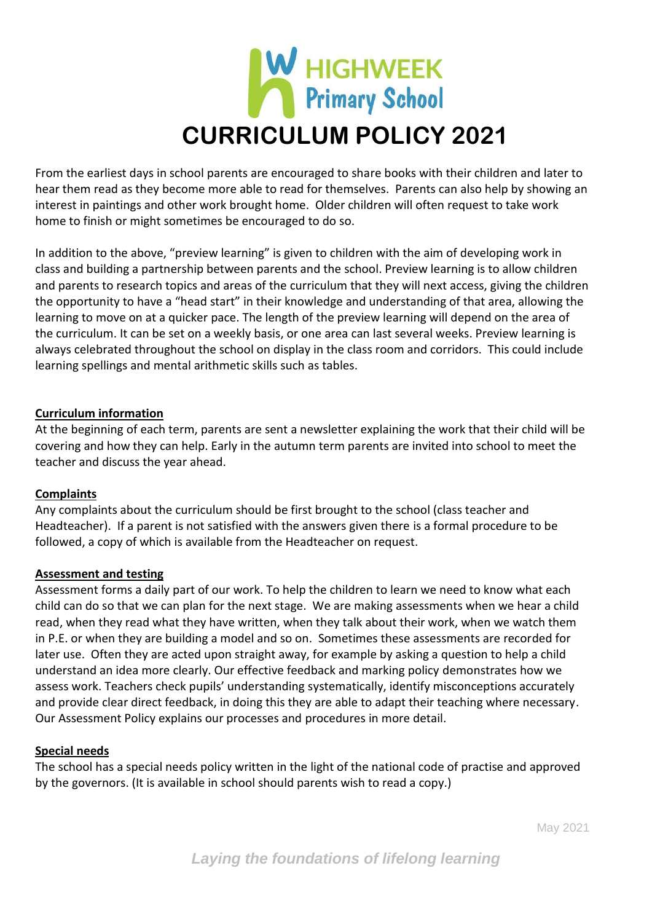# HIGHWEEK Primary School

# CURRICULUM POLICY 2021

From the earliest days in school parents are encouraged to share books with their children and later to hear them read as they become more able to read for themselves. Parents can also help by showing an interest in paintings and other work brought home. Older children will often request to take work home to finish or might sometimes be encouraged to do so.

In addition to the above, "preview learning" is given to children with the aim of developing work in class and building a partnership between parents and the school. Preview learning is to allow children and parents to research topics and areas of the curriculum that they will next access, giving the children the opportunity to have a "head start" in their knowledge and understanding of that area, allowing the learning to move on at a quicker pace. The length of the preview learning will depend on the area of the curriculum. It can be set on a weekly basis, or one area can last several weeks. Preview learning is always celebrated throughout the school on display in the class room and corridors. This could include learning spellings and mental arithmetic skills such as tables.

## Curriculum information

At the beginning of each term, parents are sent a newsletter explaining the work that their child will be covering and how they can help. Early in the autumn term parents are invited into school to meet the teacher and discuss the year ahead.

## Complaints

Any complaints about the curriculum should be first brought to the school (class teacher and Headteacher). If a parent is not satisfied with the answers given there is a formal procedure to be followed, a copy of which is available from the Headteacher on request.

## Assessment and testing

Assessment forms a daily part of our work. To help the children to learn we need to know what each child can do so that we can plan for the next stage. We are making assessments when we hear a child read, when they read what they have written, when they talk about their work, when we watch them in P.E. or when they are building a model and so on. Sometimes these assessments are recorded for later use. Often they are acted upon straight away, for example by asking a question to help a child understand an idea more clearly. Our effective feedback and marking policy demonstrates how we assess work. Teachers check pupils' understanding systematically, identify misconceptions accurately and provide clear direct feedback, in doing this they are able to adapt their teaching where necessary. Our Assessment Policy explains our processes and procedures in more detail.

## Special needs

The school has a special needs policy written in the light of the national code of practise and approved by the governors. (It is available in school should parents wish to read a copy.)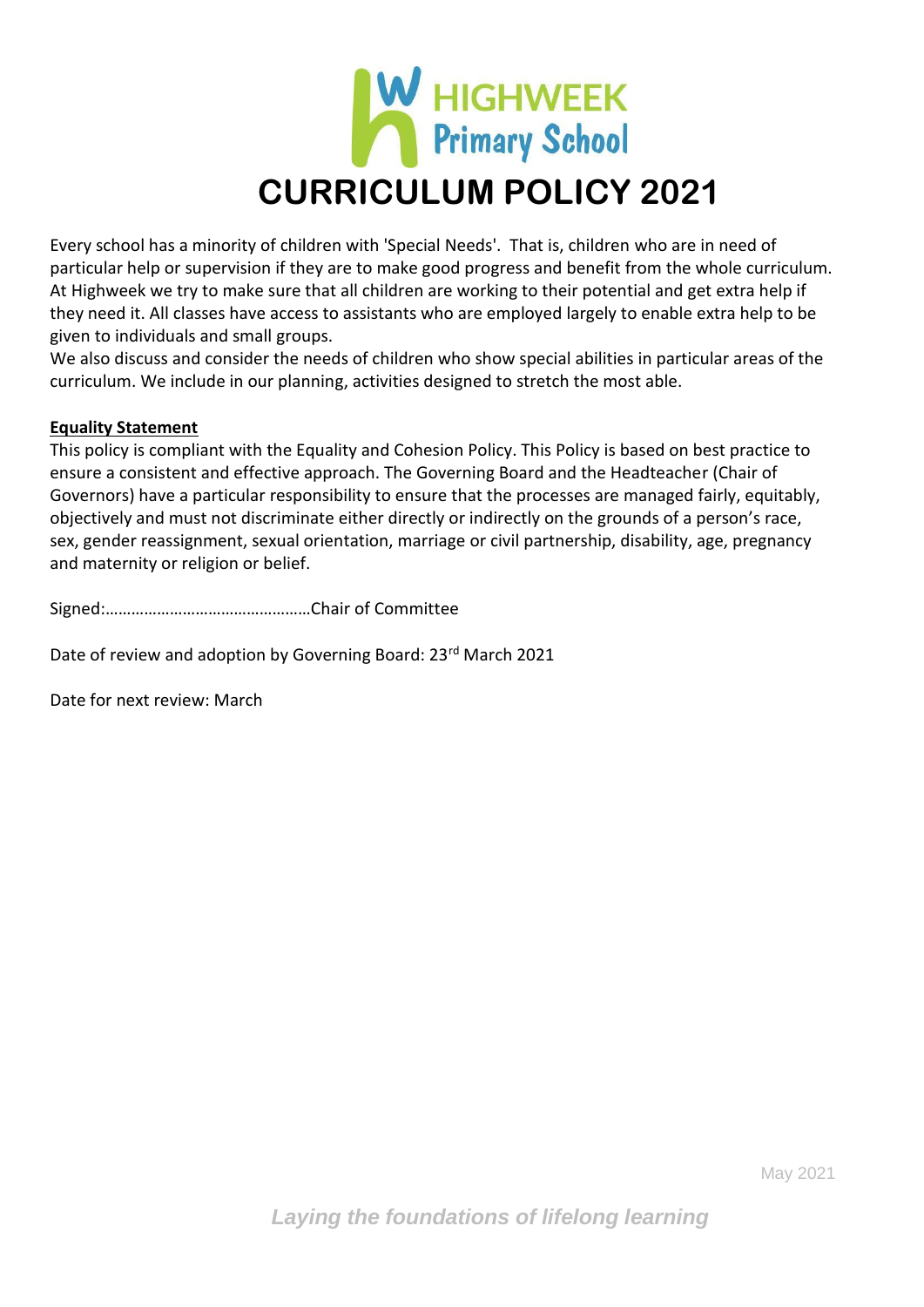# HIGHWEEK Primary School

# CURRICULUM POLICY 2021

Every school has a minority of children with 'Special Needs'. That is, children who are in need of particular help or supervision if they are to make good progress and benefit from the whole curriculum. At Highweek we try to make sure that all children are working to their potential and get extra help if they need it. All classes have access to assistants who are employed largely to enable extra help to be given to individuals and small groups.

We also discuss and consider the needs of children who show special abilities in particular areas of the curriculum. We include in our planning, activities designed to stretch the most able.

**Equality Statement**

This policy is compliant with the Equality and Cohesion Policy. This Policy is based on best practice to ensure a consistent and effective approach. The Governing Board and the Headteacher (Chair of Governors) have a particular responsibility to ensure that the processes are managed fairly, equitably, objectively and must not discriminate either directly or indirectly on the grounds of a person's race, sex, gender reassignment, sexual orientation, marriage or civil partnership, disability, age, pregnancy and maternity or religion or belief.

Signed:…………………………………………Chair of Committee

Date of review and adoption by Governing Board: 23rd March 2021

Date for next review: March

May 2021

*Laying the foundations of lifelong learning*